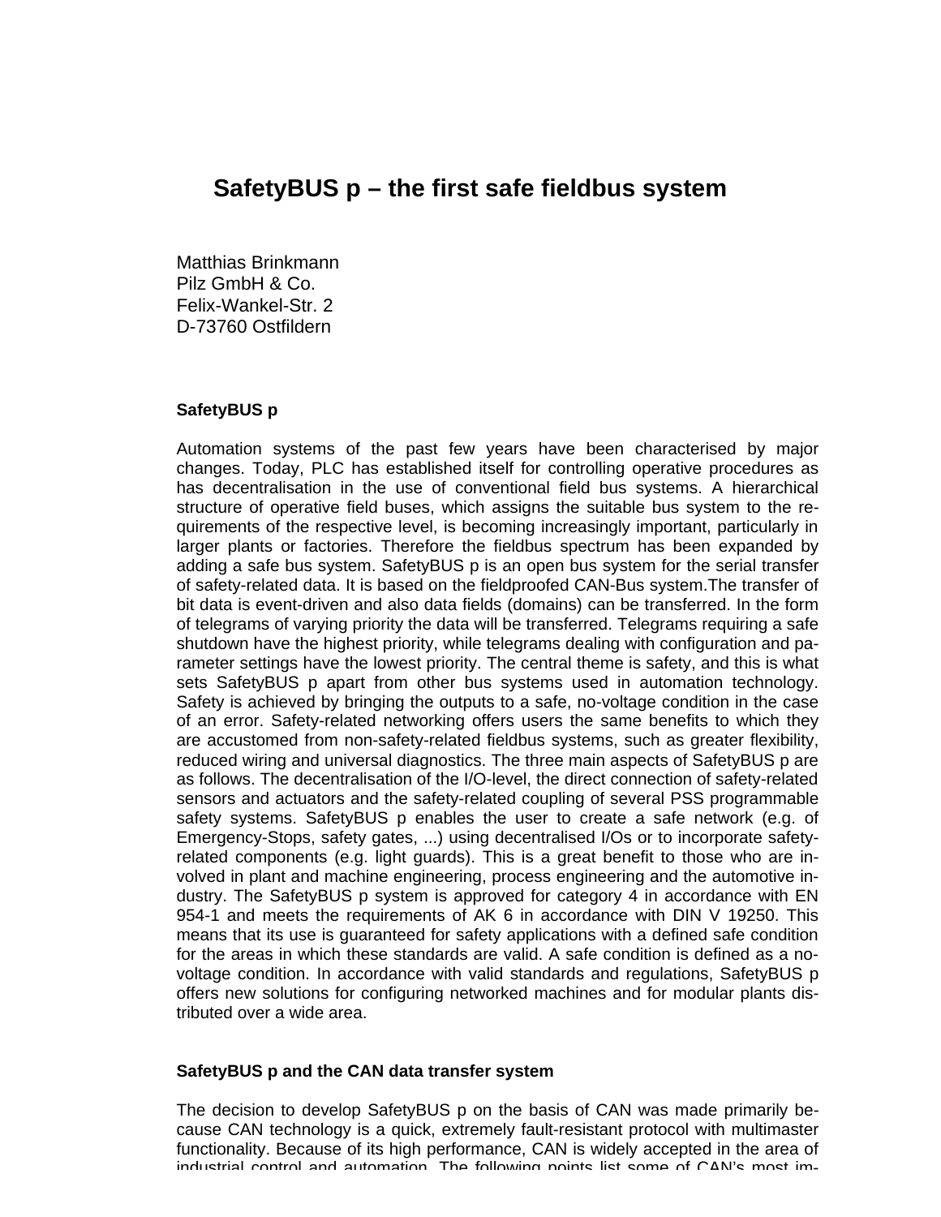# SafetyBUS p – the first safe fieldbus system

Matthias Brinkmann
Pilz GmbH & Co.
Felix-Wankel-Str. 2
D-73760 Ostfildern

## SafetyBUS p

Automation systems of the past few years have been characterised by major changes. Today, PLC has established itself for controlling operative procedures as has decentralisation in the use of conventional field bus systems. A hierarchical structure of operative field buses, which assigns the suitable bus system to the requirements of the respective level, is becoming increasingly important, particularly in larger plants or factories. Therefore the fieldbus spectrum has been expanded by adding a safe bus system. SafetyBUS p is an open bus system for the serial transfer of safety-related data. It is based on the fieldproofed CAN-Bus system.The transfer of bit data is event-driven and also data fields (domains) can be transferred. In the form of telegrams of varying priority the data will be transferred. Telegrams requiring a safe shutdown have the highest priority, while telegrams dealing with configuration and parameter settings have the lowest priority. The central theme is safety, and this is what sets SafetyBUS p apart from other bus systems used in automation technology. Safety is achieved by bringing the outputs to a safe, no-voltage condition in the case of an error. Safety-related networking offers users the same benefits to which they are accustomed from non-safety-related fieldbus systems, such as greater flexibility, reduced wiring and universal diagnostics. The three main aspects of SafetyBUS p are as follows. The decentralisation of the I/O-level, the direct connection of safety-related sensors and actuators and the safety-related coupling of several PSS programmable safety systems. SafetyBUS p enables the user to create a safe network (e.g. of Emergency-Stops, safety gates, ...) using decentralised I/Os or to incorporate safety-related components (e.g. light guards). This is a great benefit to those who are involved in plant and machine engineering, process engineering and the automotive industry. The SafetyBUS p system is approved for category 4 in accordance with EN 954-1 and meets the requirements of AK 6 in accordance with DIN V 19250. This means that its use is guaranteed for safety applications with a defined safe condition for the areas in which these standards are valid. A safe condition is defined as a no-voltage condition. In accordance with valid standards and regulations, SafetyBUS p offers new solutions for configuring networked machines and for modular plants distributed over a wide area.

## SafetyBUS p and the CAN data transfer system

The decision to develop SafetyBUS p on the basis of CAN was made primarily because CAN technology is a quick, extremely fault-resistant protocol with multimaster functionality. Because of its high performance, CAN is widely accepted in the area of industrial control and automation. The following points list some of CAN's most im-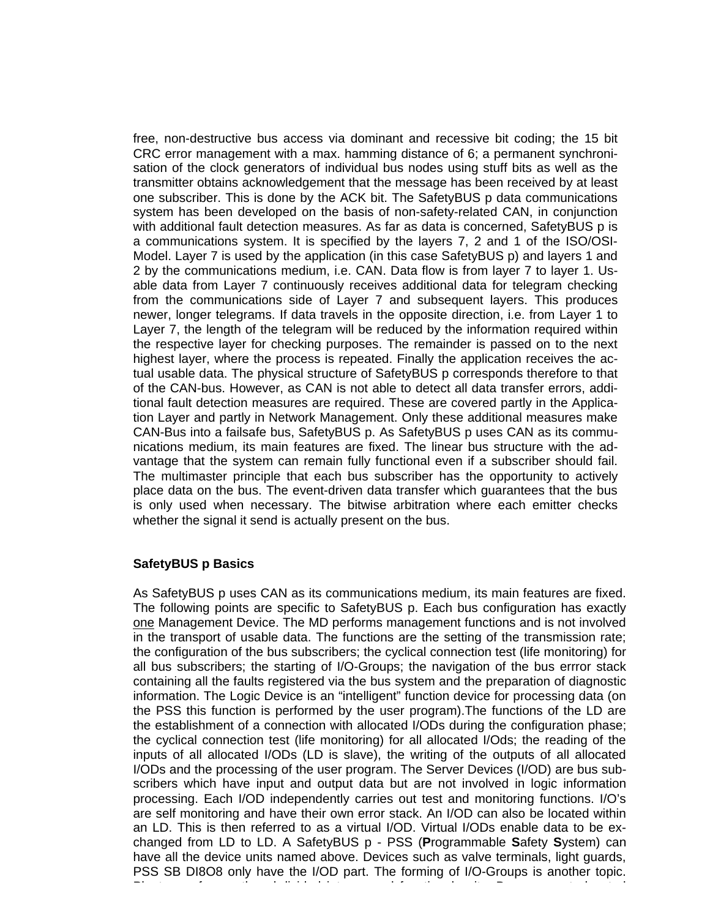free, non-destructive bus access via dominant and recessive bit coding; the 15 bit CRC error management with a max. hamming distance of 6; a permanent synchronisation of the clock generators of individual bus nodes using stuff bits as well as the transmitter obtains acknowledgement that the message has been received by at least one subscriber. This is done by the ACK bit. The SafetyBUS p data communications system has been developed on the basis of non-safety-related CAN, in conjunction with additional fault detection measures. As far as data is concerned, SafetyBUS p is a communications system. It is specified by the layers 7, 2 and 1 of the ISO/OSI-Model. Layer 7 is used by the application (in this case SafetyBUS p) and layers 1 and 2 by the communications medium, i.e. CAN. Data flow is from layer 7 to layer 1. Usable data from Layer 7 continuously receives additional data for telegram checking from the communications side of Layer 7 and subsequent layers. This produces newer, longer telegrams. If data travels in the opposite direction, i.e. from Layer 1 to Layer 7, the length of the telegram will be reduced by the information required within the respective layer for checking purposes. The remainder is passed on to the next highest layer, where the process is repeated. Finally the application receives the actual usable data. The physical structure of SafetyBUS p corresponds therefore to that of the CAN-bus. However, as CAN is not able to detect all data transfer errors, additional fault detection measures are required. These are covered partly in the Application Layer and partly in Network Management. Only these additional measures make CAN-Bus into a failsafe bus, SafetyBUS p. As SafetyBUS p uses CAN as its communications medium, its main features are fixed. The linear bus structure with the advantage that the system can remain fully functional even if a subscriber should fail. The multimaster principle that each bus subscriber has the opportunity to actively place data on the bus. The event-driven data transfer which guarantees that the bus is only used when necessary. The bitwise arbitration where each emitter checks whether the signal it send is actually present on the bus.

## SafetyBUS p Basics

As SafetyBUS p uses CAN as its communications medium, its main features are fixed. The following points are specific to SafetyBUS p. Each bus configuration has exactly <u>one</u> Management Device. The MD performs management functions and is not involved in the transport of usable data. The functions are the setting of the transmission rate; the configuration of the bus subscribers; the cyclical connection test (life monitoring) for all bus subscribers; the starting of I/O-Groups; the navigation of the bus errror stack containing all the faults registered via the bus system and the preparation of diagnostic information. The Logic Device is an "intelligent" function device for processing data (on the PSS this function is performed by the user program).The functions of the LD are the establishment of a connection with allocated I/ODs during the configuration phase; the cyclical connection test (life monitoring) for all allocated I/Ods; the reading of the inputs of all allocated I/ODs (LD is slave), the writing of the outputs of all allocated I/ODs and the processing of the user program. The Server Devices (I/OD) are bus subscribers which have input and output data but are not involved in logic information processing. Each I/OD independently carries out test and monitoring functions. I/O's are self monitoring and have their own error stack. An I/OD can also be located within an LD. This is then referred to as a virtual I/OD. Virtual I/ODs enable data to be exchanged from LD to LD. A SafetyBUS p - PSS (**P**rogrammable **S**afety **S**ystem) can have all the device units named above. Devices such as valve terminals, light guards, PSS SB DI8O8 only have the I/OD part. The forming of I/O-Groups is another topic.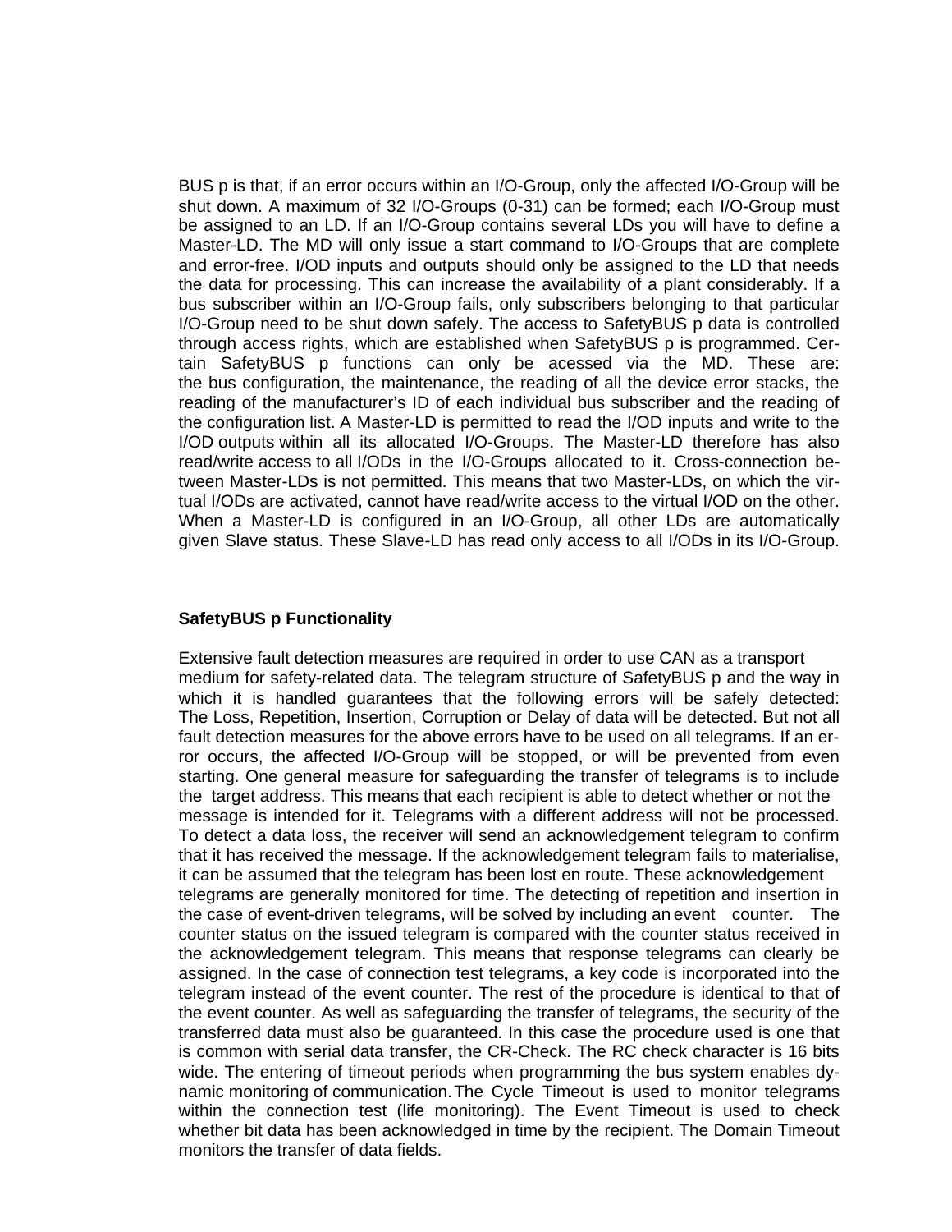BUS p is that, if an error occurs within an I/O-Group, only the affected I/O-Group will be shut down. A maximum of 32 I/O-Groups (0-31) can be formed; each I/O-Group must be assigned to an LD. If an I/O-Group contains several LDs you will have to define a Master-LD. The MD will only issue a start command to I/O-Groups that are complete and error-free. I/OD inputs and outputs should only be assigned to the LD that needs the data for processing. This can increase the availability of a plant considerably. If a bus subscriber within an I/O-Group fails, only subscribers belonging to that particular I/O-Group need to be shut down safely. The access to SafetyBUS p data is controlled through access rights, which are established when SafetyBUS p is programmed. Certain SafetyBUS p functions can only be acessed via the MD. These are: the bus configuration, the maintenance, the reading of all the device error stacks, the reading of the manufacturer's ID of each individual bus subscriber and the reading of the configuration list. A Master-LD is permitted to read the I/OD inputs and write to the I/OD outputs within all its allocated I/O-Groups. The Master-LD therefore has also read/write access to all I/ODs in the I/O-Groups allocated to it. Cross-connection between Master-LDs is not permitted. This means that two Master-LDs, on which the virtual I/ODs are activated, cannot have read/write access to the virtual I/OD on the other. When a Master-LD is configured in an I/O-Group, all other LDs are automatically given Slave status. These Slave-LD has read only access to all I/ODs in its I/O-Group.

**SafetyBUS p Functionality**

Extensive fault detection measures are required in order to use CAN as a transport medium for safety-related data. The telegram structure of SafetyBUS p and the way in which it is handled guarantees that the following errors will be safely detected: The Loss, Repetition, Insertion, Corruption or Delay of data will be detected. But not all fault detection measures for the above errors have to be used on all telegrams. If an error occurs, the affected I/O-Group will be stopped, or will be prevented from even starting. One general measure for safeguarding the transfer of telegrams is to include the target address. This means that each recipient is able to detect whether or not the message is intended for it. Telegrams with a different address will not be processed. To detect a data loss, the receiver will send an acknowledgement telegram to confirm that it has received the message. If the acknowledgement telegram fails to materialise, it can be assumed that the telegram has been lost en route. These acknowledgement telegrams are generally monitored for time. The detecting of repetition and insertion in the case of event-driven telegrams, will be solved by including an event counter. The counter status on the issued telegram is compared with the counter status received in the acknowledgement telegram. This means that response telegrams can clearly be assigned. In the case of connection test telegrams, a key code is incorporated into the telegram instead of the event counter. The rest of the procedure is identical to that of the event counter. As well as safeguarding the transfer of telegrams, the security of the transferred data must also be guaranteed. In this case the procedure used is one that is common with serial data transfer, the CR-Check. The RC check character is 16 bits wide. The entering of timeout periods when programming the bus system enables dynamic monitoring of communication. The Cycle Timeout is used to monitor telegrams within the connection test (life monitoring). The Event Timeout is used to check whether bit data has been acknowledged in time by the recipient. The Domain Timeout monitors the transfer of data fields.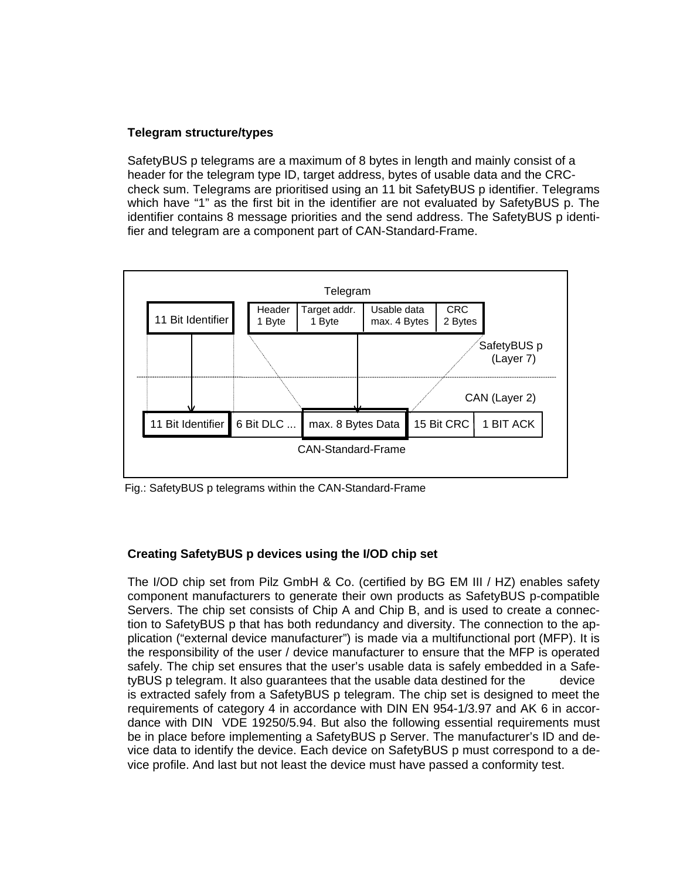**Telegram structure/types**

SafetyBUS p telegrams are a maximum of 8 bytes in length and mainly consist of a header for the telegram type ID, target address, bytes of usable data and the CRC-check sum. Telegrams are prioritised using an 11 bit SafetyBUS p identifier. Telegrams which have "1" as the first bit in the identifier are not evaluated by SafetyBUS p. The identifier contains 8 message priorities and the send address. The SafetyBUS p identifier and telegram are a component part of CAN-Standard-Frame.

Telegram

| 11 Bit Identifier | | Header 1 Byte | Target addr. 1 Byte | Usable data max. 4 Bytes | CRC 2 Bytes |
|---|---|---|---|---|---|

SafetyBUS p (Layer 7)

CAN (Layer 2)

| 11 Bit Identifier | 6 Bit DLC ... | max. 8 Bytes Data | 15 Bit CRC | 1 BIT ACK |
|---|---|---|---|---|

CAN-Standard-Frame

Fig.: SafetyBUS p telegrams within the CAN-Standard-Frame

**Creating SafetyBUS p devices using the I/OD chip set**

The I/OD chip set from Pilz GmbH & Co. (certified by BG EM III / HZ) enables safety component manufacturers to generate their own products as SafetyBUS p-compatible Servers. The chip set consists of Chip A and Chip B, and is used to create a connection to SafetyBUS p that has both redundancy and diversity. The connection to the application ("external device manufacturer") is made via a multifunctional port (MFP). It is the responsibility of the user / device manufacturer to ensure that the MFP is operated safely. The chip set ensures that the user's usable data is safely embedded in a SafetyBUS p telegram. It also guarantees that the usable data destined for the device is extracted safely from a SafetyBUS p telegram. The chip set is designed to meet the requirements of category 4 in accordance with DIN EN 954-1/3.97 and AK 6 in accordance with DIN VDE 19250/5.94. But also the following essential requirements must be in place before implementing a SafetyBUS p Server. The manufacturer's ID and device data to identify the device. Each device on SafetyBUS p must correspond to a device profile. And last but not least the device must have passed a conformity test.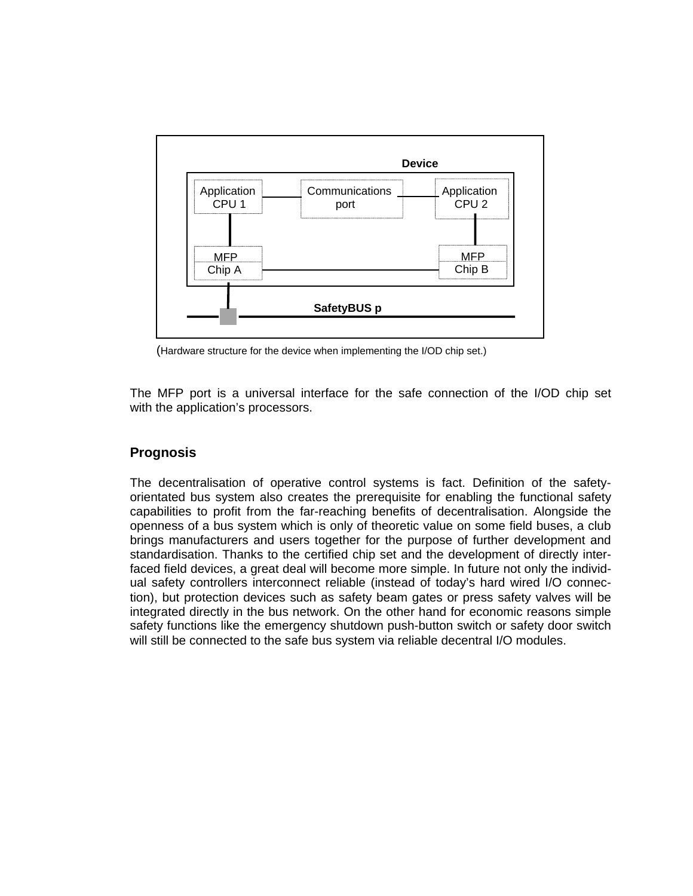Device

Application CPU 1

Communications port

Application CPU 2

MFP Chip A

MFP Chip B

SafetyBUS p

(Hardware structure for the device when implementing the I/OD chip set.)

The MFP port is a universal interface for the safe connection of the I/OD chip set with the application's processors.

## Prognosis

The decentralisation of operative control systems is fact. Definition of the safety-orientated bus system also creates the prerequisite for enabling the functional safety capabilities to profit from the far-reaching benefits of decentralisation. Alongside the openness of a bus system which is only of theoretic value on some field buses, a club brings manufacturers and users together for the purpose of further development and standardisation. Thanks to the certified chip set and the development of directly inter-faced field devices, a great deal will become more simple. In future not only the individ-ual safety controllers interconnect reliable (instead of today's hard wired I/O connec-tion), but protection devices such as safety beam gates or press safety valves will be integrated directly in the bus network. On the other hand for economic reasons simple safety functions like the emergency shutdown push-button switch or safety door switch will still be connected to the safe bus system via reliable decentral I/O modules.